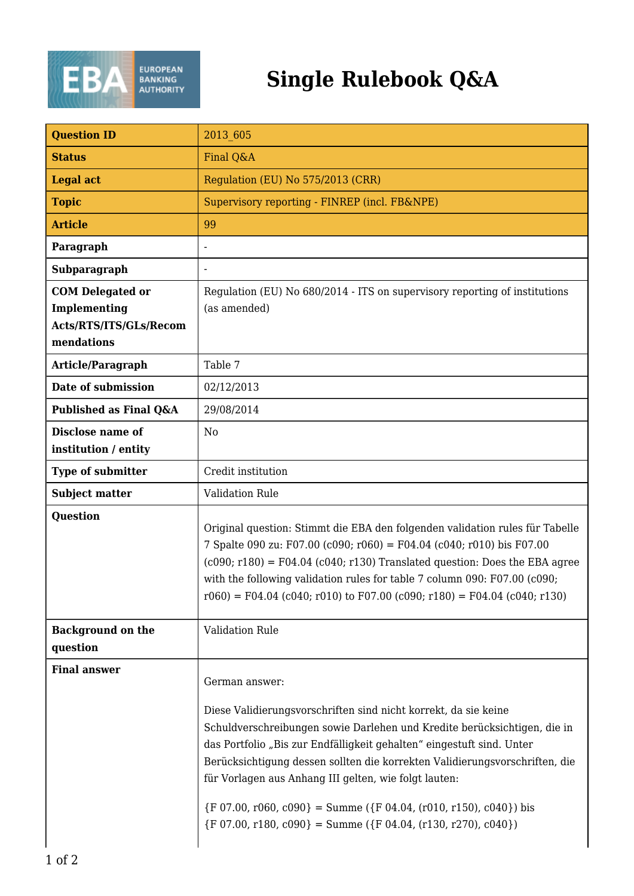# Single Rulebook Q&A

| Question ID | 2013_605 |
|---|---|
| Status | Final Q&A |
| Legal act | Regulation (EU) No 575/2013 (CRR) |
| Topic | Supervisory reporting - FINREP (incl. FB&NPE) |
| Article | 99 |
| Paragraph | - |
| Subparagraph | - |
| COM Delegated or Implementing Acts/RTS/ITS/GLs/Recommendations | Regulation (EU) No 680/2014 - ITS on supervisory reporting of institutions (as amended) |
| Article/Paragraph | Table 7 |
| Date of submission | 02/12/2013 |
| Published as Final Q&A | 29/08/2014 |
| Disclose name of institution / entity | No |
| Type of submitter | Credit institution |
| Subject matter | Validation Rule |
| Question | Original question: Stimmt die EBA den folgenden validation rules für Tabelle 7 Spalte 090 zu: F07.00 (c090; r060) = F04.04 (c040; r010) bis F07.00 (c090; r180) = F04.04 (c040; r130) Translated question: Does the EBA agree with the following validation rules for table 7 column 090: F07.00 (c090; r060) = F04.04 (c040; r010) to F07.00 (c090; r180) = F04.04 (c040; r130) |
| Background on the question | Validation Rule |
| Final answer | German answer:<br><br>Diese Validierungsvorschriften sind nicht korrekt, da sie keine Schuldverschreibungen sowie Darlehen und Kredite berücksichtigen, die in das Portfolio „Bis zur Endfälligkeit gehalten" eingestuft sind. Unter Berücksichtigung dessen sollten die korrekten Validierungsvorschriften, die für Vorlagen aus Anhang III gelten, wie folgt lauten:<br><br>{F 07.00, r060, c090} = Summe ({F 04.04, (r010, r150), c040}) bis {F 07.00, r180, c090} = Summe ({F 04.04, (r130, r270), c040}) |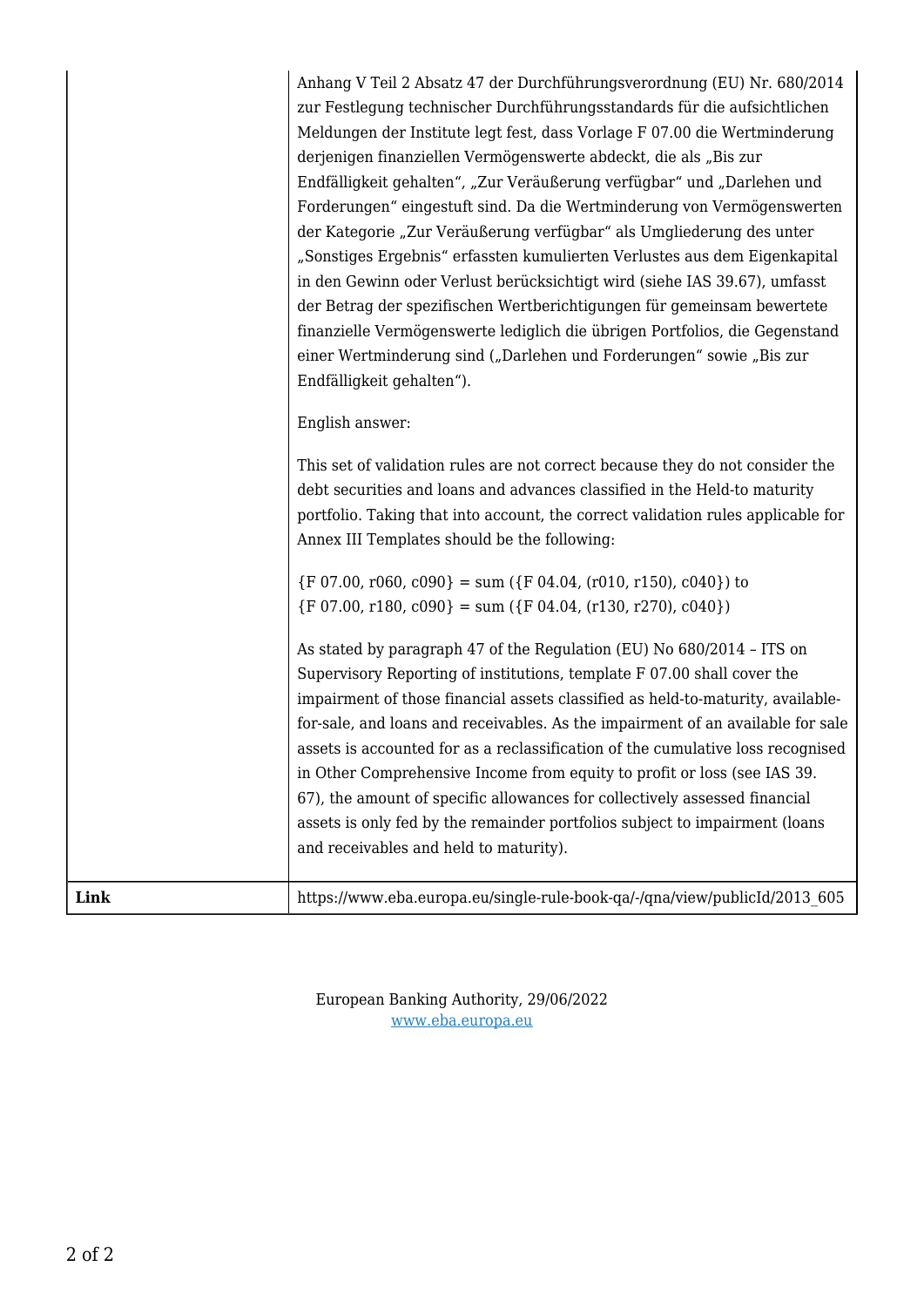| | |
|---|---|
| | Anhang V Teil 2 Absatz 47 der Durchführungsverordnung (EU) Nr. 680/2014 zur Festlegung technischer Durchführungsstandards für die aufsichtlichen Meldungen der Institute legt fest, dass Vorlage F 07.00 die Wertminderung derjenigen finanziellen Vermögenswerte abdeckt, die als „Bis zur Endfälligkeit gehalten", „Zur Veräußerung verfügbar" und „Darlehen und Forderungen" eingestuft sind. Da die Wertminderung von Vermögenswerten der Kategorie „Zur Veräußerung verfügbar" als Umgliederung des unter „Sonstiges Ergebnis" erfassten kumulierten Verlustes aus dem Eigenkapital in den Gewinn oder Verlust berücksichtigt wird (siehe IAS 39.67), umfasst der Betrag der spezifischen Wertberichtigungen für gemeinsam bewertete finanzielle Vermögenswerte lediglich die übrigen Portfolios, die Gegenstand einer Wertminderung sind („Darlehen und Forderungen" sowie „Bis zur Endfälligkeit gehalten").<br><br>English answer:<br><br>This set of validation rules are not correct because they do not consider the debt securities and loans and advances classified in the Held-to maturity portfolio. Taking that into account, the correct validation rules applicable for Annex III Templates should be the following:<br><br>{F 07.00, r060, c090} = sum ({F 04.04, (r010, r150), c040}) to<br>{F 07.00, r180, c090} = sum ({F 04.04, (r130, r270), c040})<br><br>As stated by paragraph 47 of the Regulation (EU) No 680/2014 – ITS on Supervisory Reporting of institutions, template F 07.00 shall cover the impairment of those financial assets classified as held-to-maturity, available-for-sale, and loans and receivables. As the impairment of an available for sale assets is accounted for as a reclassification of the cumulative loss recognised in Other Comprehensive Income from equity to profit or loss (see IAS 39. 67), the amount of specific allowances for collectively assessed financial assets is only fed by the remainder portfolios subject to impairment (loans and receivables and held to maturity). |
| **Link** | https://www.eba.europa.eu/single-rule-book-qa/-/qna/view/publicId/2013_605 |

European Banking Authority, 29/06/2022
www.eba.europa.eu